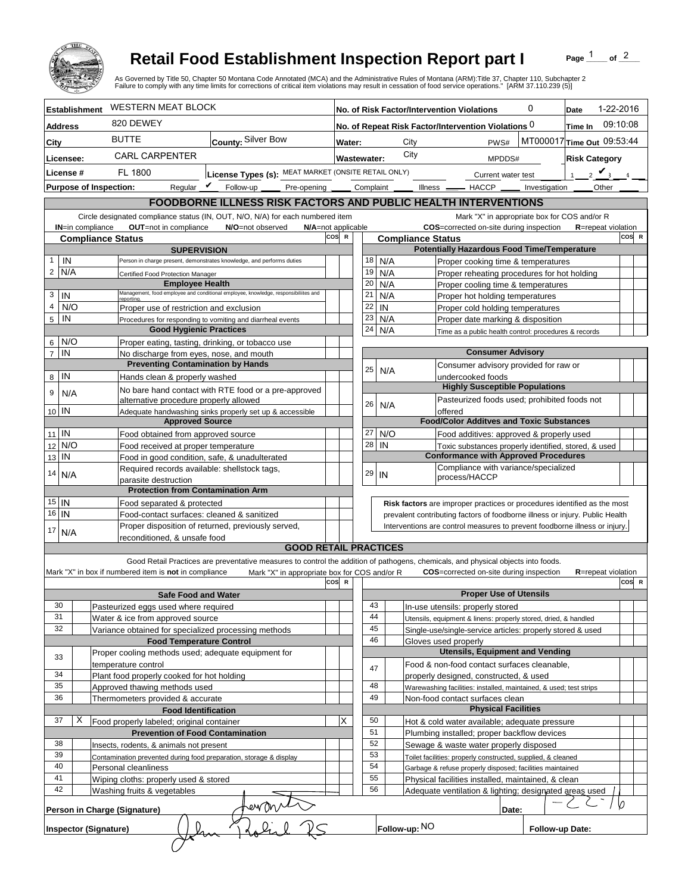# Retail Food Establishment Inspection Report part I

Page 1 of 2

As Governed by Title 50, Chapter 50 Montana Code Annotated (MCA) and the Administrative Rules of Montana (ARM):Title 37, Chapter 110, Subchapter 2
Failure to comply with any time limits for corrections of critical item violations may result in cessation of food service operations." [ARM 37.110.239 (5)]

| | | | |
|---|---|---|---|
| **Establishment** WESTERN MEAT BLOCK | **No. of Risk Factor/Intervention Violations** 0 | **Date** 1-22-2016 | |
| **Address** 820 DEWEY | **No. of Repeat Risk Factor/Intervention Violations** 0 | **Time In** 09:10:08 | |
| **City** BUTTE | **County:** Silver Bow | **Water:** City PWS# MT000017 | **Time Out** 09:53:44 |
| **Licensee:** CARL CARPENTER | | **Wastewater:** City MPDDS# | **Risk Category** |
| **License #** FL 1800 | **License Types (s):** MEAT MARKET (ONSITE RETAIL ONLY) | Current water test | 1 __ 2 __ 3 ✔ 4 __ |

**Purpose of Inspection:** Regular ✔ Follow-up ____ Pre-opening ____ Complaint ____ Illness ____ HACCP ____ Investigation ____ Other ____

## FOODBORNE ILLNESS RISK FACTORS AND PUBLIC HEALTH INTERVENTIONS

Circle designated compliance status (IN, OUT, N/O, N/A) for each numbered item — **IN**=in compliance **OUT**=not in compliance **N/O**=not observed **N/A**=not applicable

Mark "X" in appropriate box for COS and/or R — **COS**=corrected on-site during inspection **R**=repeat violation

| # | Compliance Status | Item | COS | R |
|---|---|---|---|---|
| | | **SUPERVISION** | | |
| 1 | IN | Person in charge present, demonstrates knowledge, and performs duties | | |
| 2 | N/A | Certified Food Protection Manager | | |
| | | **Employee Health** | | |
| 3 | IN | Management, food employee and conditional employee, knowledge, responsibilities and reporting. | | |
| 4 | N/O | Proper use of restriction and exclusion | | |
| 5 | IN | Procedures for responding to vomiting and diarrheal events | | |
| | | **Good Hygienic Practices** | | |
| 6 | N/O | Proper eating, tasting, drinking, or tobacco use | | |
| 7 | IN | No discharge from eyes, nose, and mouth | | |
| | | **Preventing Contamination by Hands** | | |
| 8 | IN | Hands clean & properly washed | | |
| 9 | N/A | No bare hand contact with RTE food or a pre-approved alternative procedure properly allowed | | |
| 10 | IN | Adequate handwashing sinks properly set up & accessible | | |
| | | **Approved Source** | | |
| 11 | IN | Food obtained from approved source | | |
| 12 | N/O | Food received at proper temperature | | |
| 13 | IN | Food in good condition, safe, & unadulterated | | |
| 14 | N/A | Required records available: shellstock tags, parasite destruction | | |
| | | **Protection from Contamination Arm** | | |
| 15 | IN | Food separated & protected | | |
| 16 | IN | Food-contact surfaces: cleaned & sanitized | | |
| 17 | N/A | Proper disposition of returned, previously served, reconditioned, & unsafe food | | |
| | | **Potentially Hazardous Food Time/Temperature** | | |
| 18 | N/A | Proper cooking time & temperatures | | |
| 19 | N/A | Proper reheating procedures for hot holding | | |
| 20 | N/A | Proper cooling time & temperatures | | |
| 21 | N/A | Proper hot holding temperatures | | |
| 22 | IN | Proper cold holding temperatures | | |
| 23 | N/A | Proper date marking & disposition | | |
| 24 | N/A | Time as a public health control: procedures & records | | |
| | | **Consumer Advisory** | | |
| 25 | N/A | Consumer advisory provided for raw or undercooked foods | | |
| | | **Highly Susceptible Populations** | | |
| 26 | N/A | Pasteurized foods used; prohibited foods not offered | | |
| | | **Food/Color Additves and Toxic Substances** | | |
| 27 | N/O | Food additives: approved & properly used | | |
| 28 | IN | Toxic substances properly identified, stored, & used | | |
| | | **Conformance with Approved Procedures** | | |
| 29 | IN | Compliance with variance/specialized process/HACCP | | |

**Risk factors** are improper practices or procedures identified as the most prevalent contributing factors of foodborne illness or injury. Public Health Interventions are control measures to prevent foodborne illness or injury.

## GOOD RETAIL PRACTICES

Good Retail Practices are preventative measures to control the addition of pathogens, chemicals, and physical objects into foods.

Mark "X" in box if numbered item is **not** in compliance — Mark "X" in appropriate box for COS and/or R — **COS**=corrected on-site during inspection **R**=repeat violation

| # | X | Item | COS | R |
|---|---|---|---|---|
| | | **Safe Food and Water** | | |
| 30 | | Pasteurized eggs used where required | | |
| 31 | | Water & ice from approved source | | |
| 32 | | Variance obtained for specialized processing methods | | |
| | | **Food Temperature Control** | | |
| 33 | | Proper cooling methods used; adequate equipment for temperature control | | |
| 34 | | Plant food properly cooked for hot holding | | |
| 35 | | Approved thawing methods used | | |
| 36 | | Thermometers provided & accurate | | |
| | | **Food Identification** | | |
| 37 | X | Food properly labeled; original container | | X |
| | | **Prevention of Food Contamination** | | |
| 38 | | Insects, rodents, & animals not present | | |
| 39 | | Contamination prevented during food preparation, storage & display | | |
| 40 | | Personal cleanliness | | |
| 41 | | Wiping cloths: properly used & stored | | |
| 42 | | Washing fruits & vegetables | | |
| | | **Proper Use of Utensils** | | |
| 43 | | In-use utensils: properly stored | | |
| 44 | | Utensils, equipment & linens: properly stored, dried, & handled | | |
| 45 | | Single-use/single-service articles: properly stored & used | | |
| 46 | | Gloves used properly | | |
| | | **Utensils, Equipment and Vending** | | |
| 47 | | Food & non-food contact surfaces cleanable, properly designed, constructed, & used | | |
| 48 | | Warewashing facilities: installed, maintained, & used; test strips | | |
| 49 | | Non-food contact surfaces clean | | |
| | | **Physical Facilities** | | |
| 50 | | Hot & cold water available; adequate pressure | | |
| 51 | | Plumbing installed; proper backflow devices | | |
| 52 | | Sewage & waste water properly disposed | | |
| 53 | | Toilet facilities: properly constructed, supplied, & cleaned | | |
| 54 | | Garbage & refuse properly disposed; facilities maintained | | |
| 55 | | Physical facilities installed, maintained, & clean | | |
| 56 | | Adequate ventilation & lighting; designated areas used | | |

**Person in Charge (Signature)** [signature] **Date:** 1-22-16

**Inspector (Signature)** John Rolich RS **Follow-up:** NO **Follow-up Date:**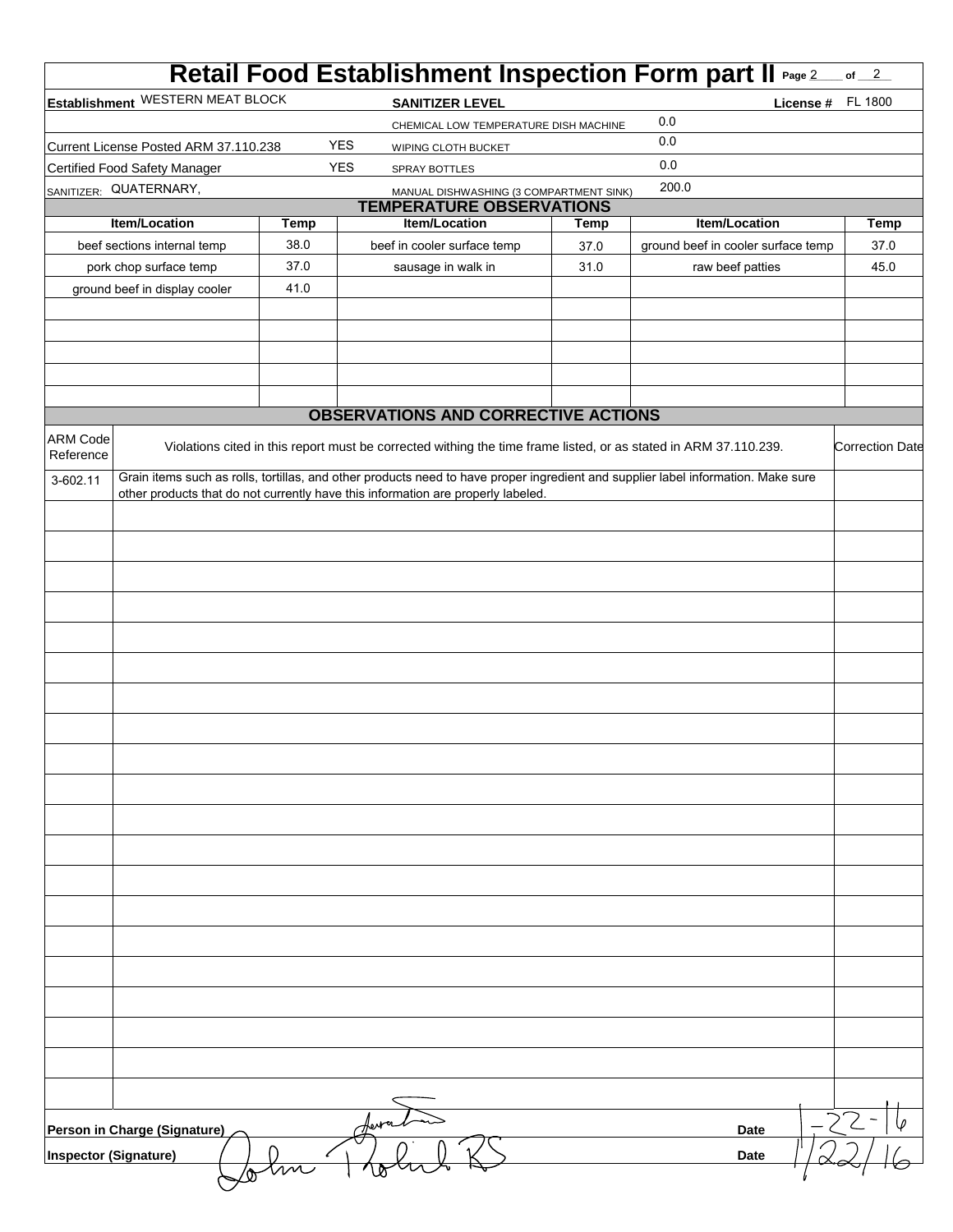# Retail Food Establishment Inspection Form part II

Page 2 of 2

| | | | |
|---|---|---|---|
| Establishment WESTERN MEAT BLOCK | | SANITIZER LEVEL | License # FL 1800 |
| | | CHEMICAL LOW TEMPERATURE DISH MACHINE | 0.0 |
| Current License Posted ARM 37.110.238 | YES | WIPING CLOTH BUCKET | 0.0 |
| Certified Food Safety Manager | YES | SPRAY BOTTLES | 0.0 |
| SANITIZER: QUATERNARY, | | MANUAL DISHWASHING (3 COMPARTMENT SINK) | 200.0 |

## TEMPERATURE OBSERVATIONS

| Item/Location | Temp | Item/Location | Temp | Item/Location | Temp |
|---|---|---|---|---|---|
| beef sections internal temp | 38.0 | beef in cooler surface temp | 37.0 | ground beef in cooler surface temp | 37.0 |
| pork chop surface temp | 37.0 | sausage in walk in | 31.0 | raw beef patties | 45.0 |
| ground beef in display cooler | 41.0 | | | | |

## OBSERVATIONS AND CORRECTIVE ACTIONS

| ARM Code Reference | Violations cited in this report must be corrected withing the time frame listed, or as stated in ARM 37.110.239. | Correction Date |
|---|---|---|
| 3-602.11 | Grain items such as rolls, tortillas, and other products need to have proper ingredient and supplier label information. Make sure other products that do not currently have this information are properly labeled. | |

Person in Charge (Signature) [signature] Date 1-22-16

Inspector (Signature) John Tholin RS Date 1/22/16